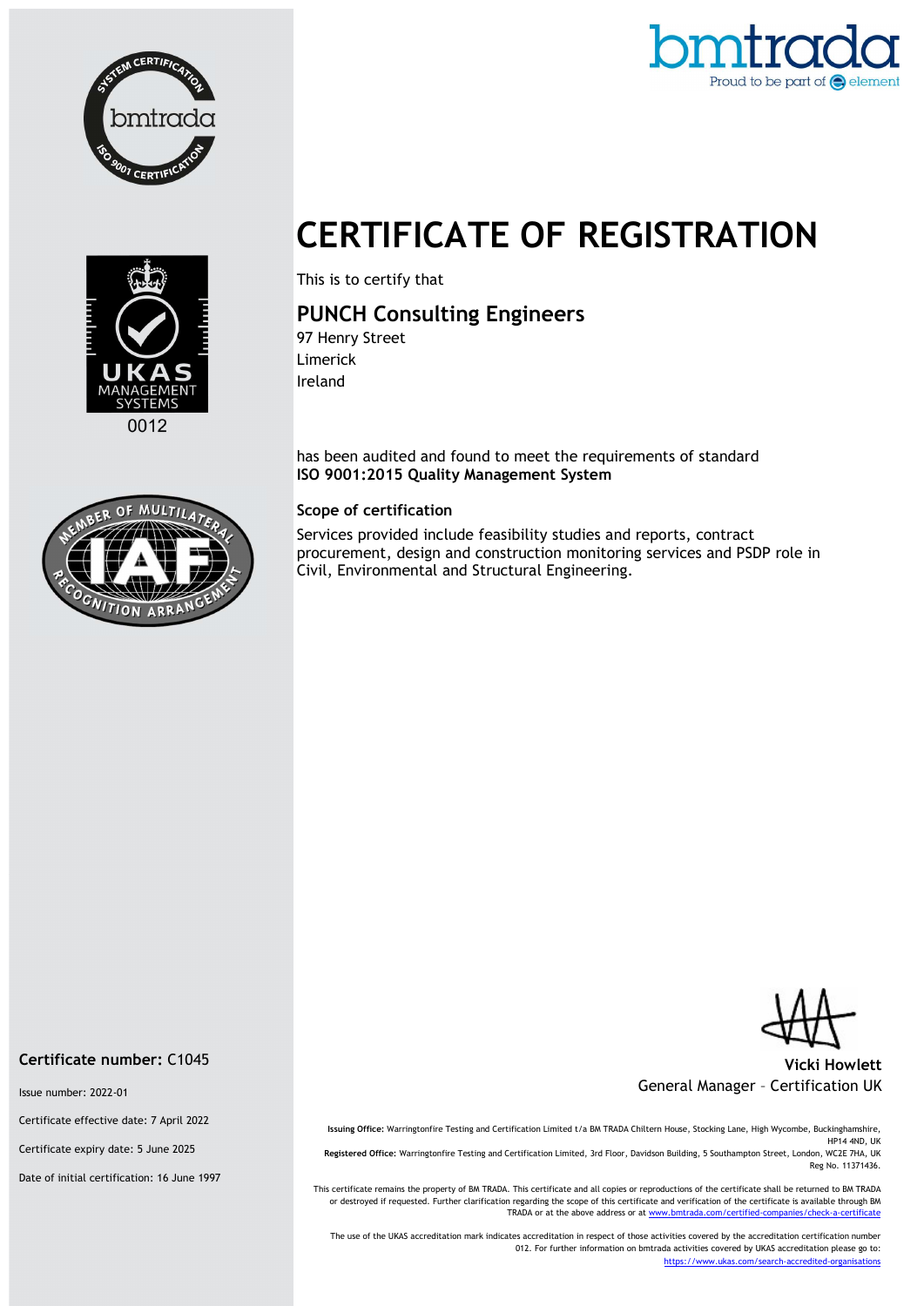bmtrada
Proud to be part of element

# CERTIFICATE OF REGISTRATION

This is to certify that

## PUNCH Consulting Engineers

97 Henry Street
Limerick
Ireland

has been audited and found to meet the requirements of standard
**ISO 9001:2015 Quality Management System**

### Scope of certification

Services provided include feasibility studies and reports, contract procurement, design and construction monitoring services and PSDP role in Civil, Environmental and Structural Engineering.

**Vicki Howlett**
General Manager – Certification UK

**Certificate number:** C1045

Issue number: 2022-01

Certificate effective date: 7 April 2022

Certificate expiry date: 5 June 2025

Date of initial certification: 16 June 1997

**Issuing Office:** Warringtonfire Testing and Certification Limited t/a BM TRADA Chiltern House, Stocking Lane, High Wycombe, Buckinghamshire, HP14 4ND, UK
**Registered Office:** Warringtonfire Testing and Certification Limited, 3rd Floor, Davidson Building, 5 Southampton Street, London, WC2E 7HA, UK Reg No. 11371436.

This certificate remains the property of BM TRADA. This certificate and all copies or reproductions of the certificate shall be returned to BM TRADA or destroyed if requested. Further clarification regarding the scope of this certificate and verification of the certificate is available through BM TRADA or at the above address or at www.bmtrada.com/certified-companies/check-a-certificate

The use of the UKAS accreditation mark indicates accreditation in respect of those activities covered by the accreditation certification number 012. For further information on bmtrada activities covered by UKAS accreditation please go to: https://www.ukas.com/search-accredited-organisations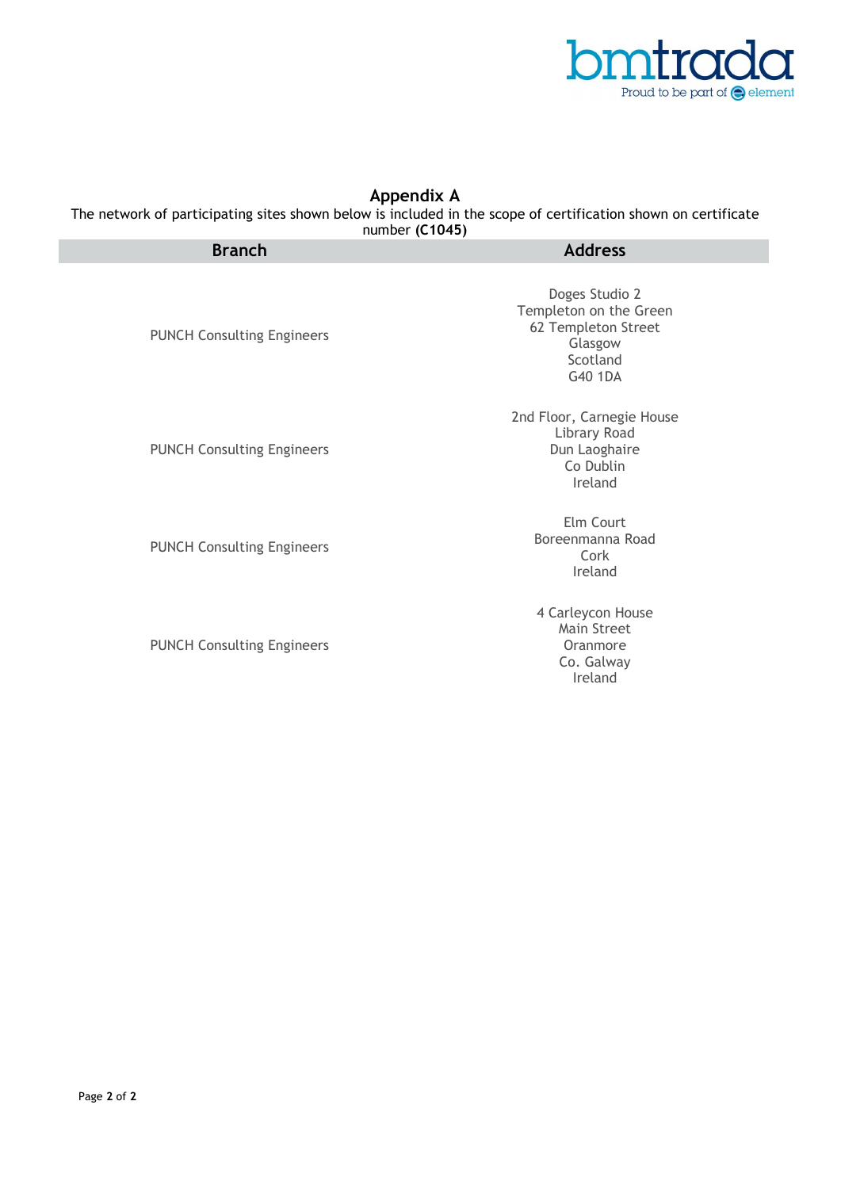## Appendix A

The network of participating sites shown below is included in the scope of certification shown on certificate number **(C1045)**

| Branch | Address |
|---|---|
| PUNCH Consulting Engineers | Doges Studio 2<br>Templeton on the Green<br>62 Templeton Street<br>Glasgow<br>Scotland<br>G40 1DA |
| PUNCH Consulting Engineers | 2nd Floor, Carnegie House<br>Library Road<br>Dun Laoghaire<br>Co Dublin<br>Ireland |
| PUNCH Consulting Engineers | Elm Court<br>Boreenmanna Road<br>Cork<br>Ireland |
| PUNCH Consulting Engineers | 4 Carleycon House<br>Main Street<br>Oranmore<br>Co. Galway<br>Ireland |